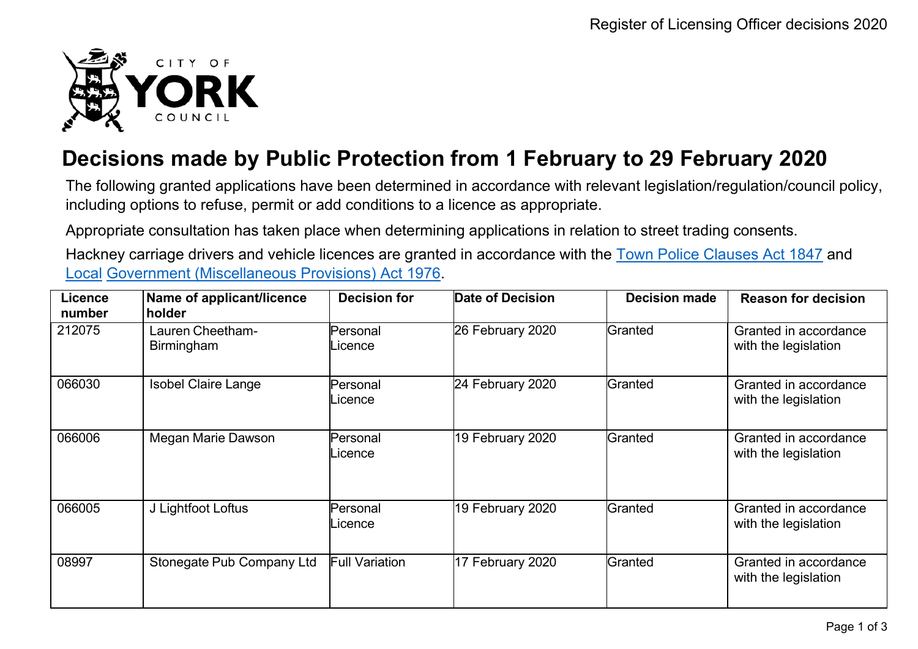# Decisions made by Public Protection from 1 February to 29 February 2020

The following granted applications have been determined in accordance with relevant legislation/regulation/council policy, including options to refuse, permit or add conditions to a licence as appropriate.

Appropriate consultation has taken place when determining applications in relation to street trading consents.

Hackney carriage drivers and vehicle licences are granted in accordance with the Town Police Clauses Act 1847 and Local Government (Miscellaneous Provisions) Act 1976.

| Licence number | Name of applicant/licence holder | Decision for | Date of Decision | Decision made | Reason for decision |
|---|---|---|---|---|---|
| 212075 | Lauren Cheetham-Birmingham | Personal Licence | 26 February 2020 | Granted | Granted in accordance with the legislation |
| 066030 | Isobel Claire Lange | Personal Licence | 24 February 2020 | Granted | Granted in accordance with the legislation |
| 066006 | Megan Marie Dawson | Personal Licence | 19 February 2020 | Granted | Granted in accordance with the legislation |
| 066005 | J Lightfoot Loftus | Personal Licence | 19 February 2020 | Granted | Granted in accordance with the legislation |
| 08997 | Stonegate Pub Company Ltd | Full Variation | 17 February 2020 | Granted | Granted in accordance with the legislation |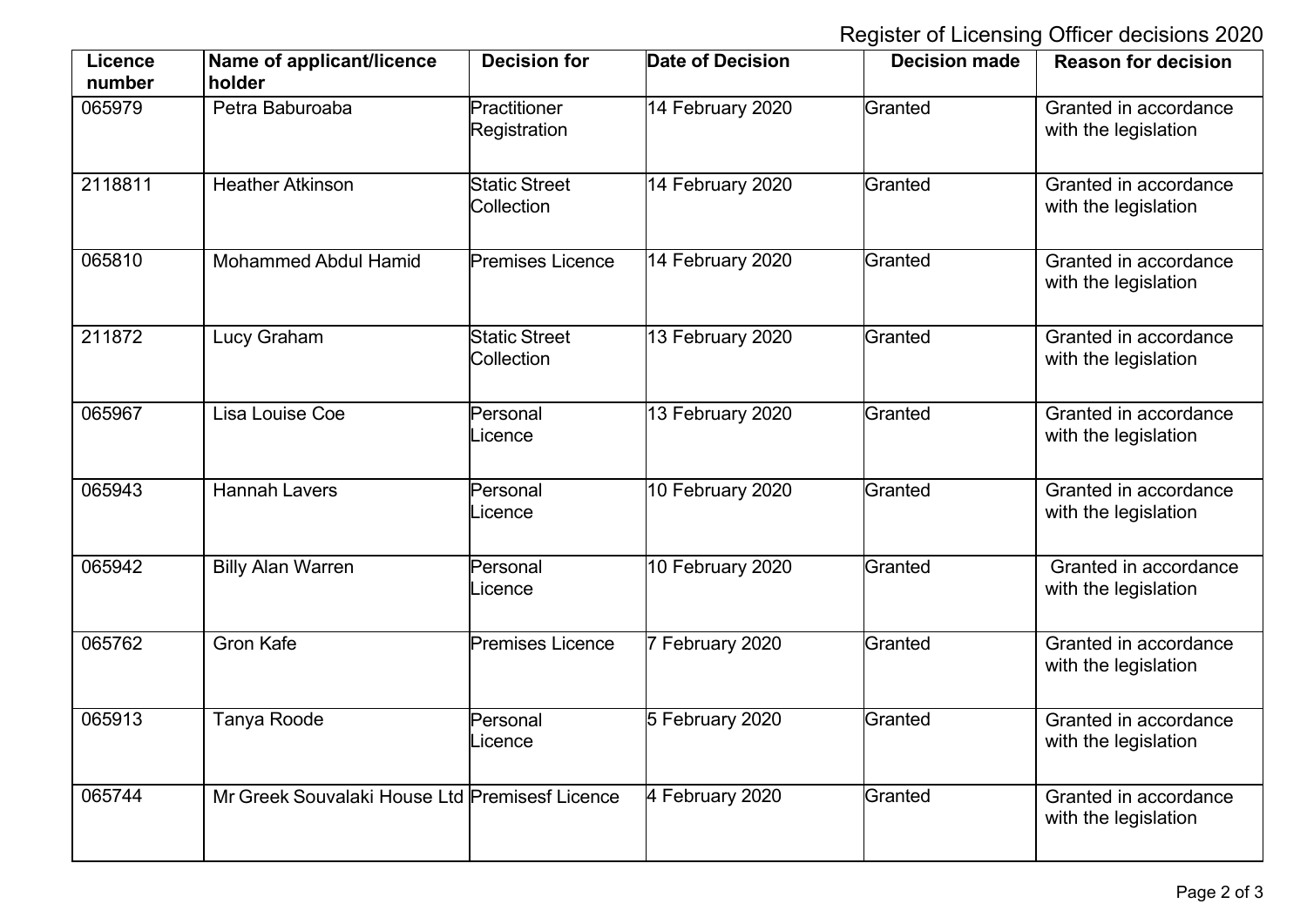| Licence number | Name of applicant/licence holder | Decision for | Date of Decision | Decision made | Reason for decision |
|---|---|---|---|---|---|
| 065979 | Petra Baburoaba | Practitioner Registration | 14 February 2020 | Granted | Granted in accordance with the legislation |
| 2118811 | Heather Atkinson | Static Street Collection | 14 February 2020 | Granted | Granted in accordance with the legislation |
| 065810 | Mohammed Abdul Hamid | Premises Licence | 14 February 2020 | Granted | Granted in accordance with the legislation |
| 211872 | Lucy Graham | Static Street Collection | 13 February 2020 | Granted | Granted in accordance with the legislation |
| 065967 | Lisa Louise Coe | Personal Licence | 13 February 2020 | Granted | Granted in accordance with the legislation |
| 065943 | Hannah Lavers | Personal Licence | 10 February 2020 | Granted | Granted in accordance with the legislation |
| 065942 | Billy Alan Warren | Personal Licence | 10 February 2020 | Granted | Granted in accordance with the legislation |
| 065762 | Gron Kafe | Premises Licence | 7 February 2020 | Granted | Granted in accordance with the legislation |
| 065913 | Tanya Roode | Personal Licence | 5 February 2020 | Granted | Granted in accordance with the legislation |
| 065744 | Mr Greek Souvalaki House Ltd | Premisesf Licence | 4 February 2020 | Granted | Granted in accordance with the legislation |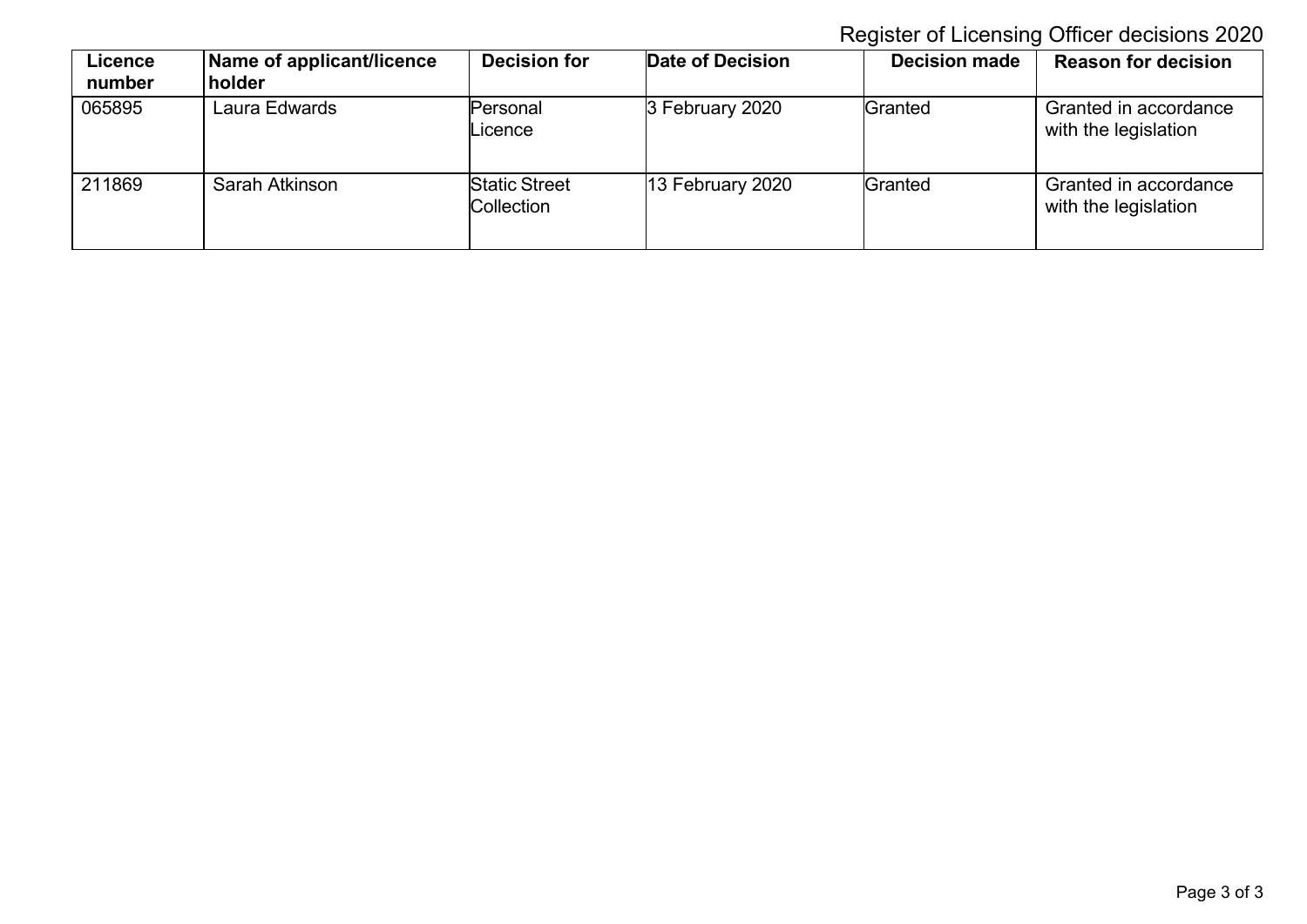Register of Licensing Officer decisions 2020

| Licence number | Name of applicant/licence holder | Decision for | Date of Decision | Decision made | Reason for decision |
| --- | --- | --- | --- | --- | --- |
| 065895 | Laura Edwards | Personal Licence | 3 February 2020 | Granted | Granted in accordance with the legislation |
| 211869 | Sarah Atkinson | Static Street Collection | 13 February 2020 | Granted | Granted in accordance with the legislation |